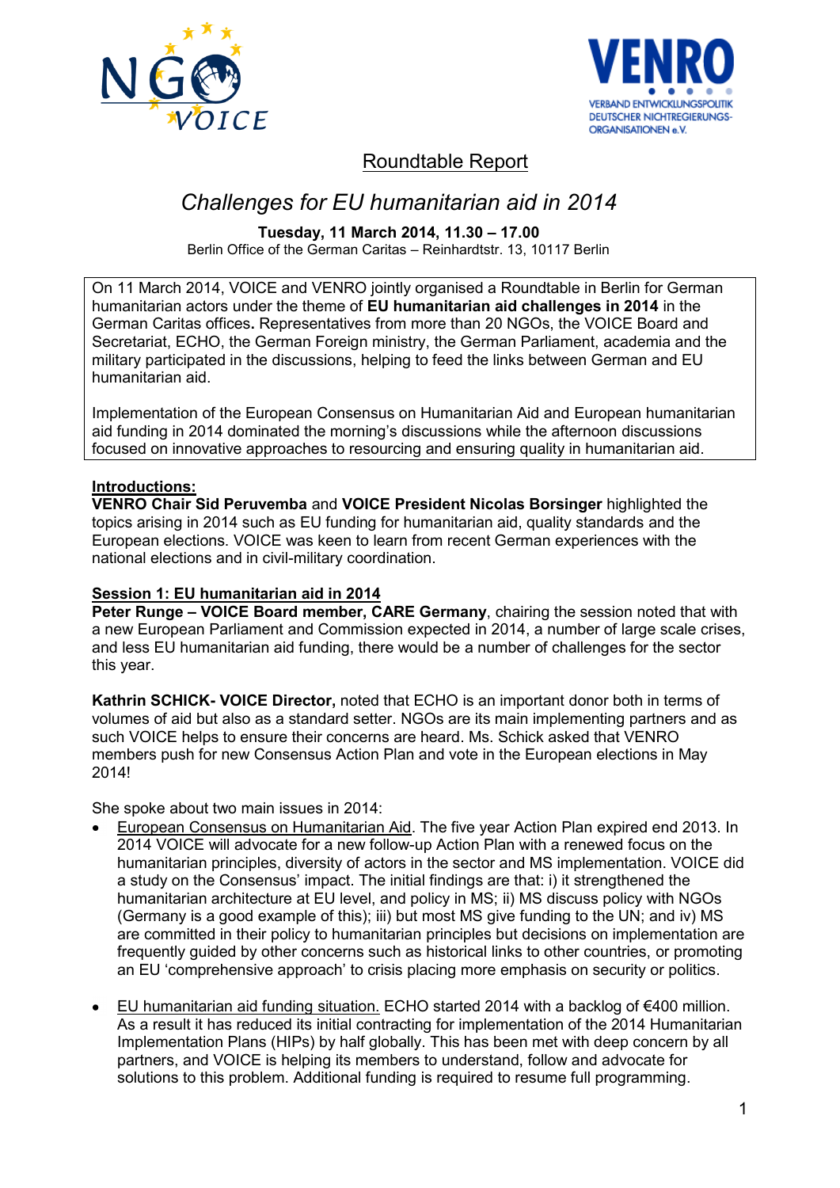## Roundtable Report

# *Challenges for EU humanitarian aid in 2014*

**Tuesday, 11 March 2014, 11.30 – 17.00**
Berlin Office of the German Caritas – Reinhardtstr. 13, 10117 Berlin

On 11 March 2014, VOICE and VENRO jointly organised a Roundtable in Berlin for German humanitarian actors under the theme of **EU humanitarian aid challenges in 2014** in the German Caritas offices**.** Representatives from more than 20 NGOs, the VOICE Board and Secretariat, ECHO, the German Foreign ministry, the German Parliament, academia and the military participated in the discussions, helping to feed the links between German and EU humanitarian aid.

Implementation of the European Consensus on Humanitarian Aid and European humanitarian aid funding in 2014 dominated the morning's discussions while the afternoon discussions focused on innovative approaches to resourcing and ensuring quality in humanitarian aid.

**Introductions:**
**VENRO Chair Sid Peruvemba** and **VOICE President Nicolas Borsinger** highlighted the topics arising in 2014 such as EU funding for humanitarian aid, quality standards and the European elections. VOICE was keen to learn from recent German experiences with the national elections and in civil-military coordination.

**Session 1: EU humanitarian aid in 2014**
**Peter Runge – VOICE Board member, CARE Germany**, chairing the session noted that with a new European Parliament and Commission expected in 2014, a number of large scale crises, and less EU humanitarian aid funding, there would be a number of challenges for the sector this year.

**Kathrin SCHICK- VOICE Director,** noted that ECHO is an important donor both in terms of volumes of aid but also as a standard setter. NGOs are its main implementing partners and as such VOICE helps to ensure their concerns are heard. Ms. Schick asked that VENRO members push for new Consensus Action Plan and vote in the European elections in May 2014!

She spoke about two main issues in 2014:

- European Consensus on Humanitarian Aid. The five year Action Plan expired end 2013. In 2014 VOICE will advocate for a new follow-up Action Plan with a renewed focus on the humanitarian principles, diversity of actors in the sector and MS implementation. VOICE did a study on the Consensus' impact. The initial findings are that: i) it strengthened the humanitarian architecture at EU level, and policy in MS; ii) MS discuss policy with NGOs (Germany is a good example of this); iii) but most MS give funding to the UN; and iv) MS are committed in their policy to humanitarian principles but decisions on implementation are frequently guided by other concerns such as historical links to other countries, or promoting an EU 'comprehensive approach' to crisis placing more emphasis on security or politics.

- EU humanitarian aid funding situation. ECHO started 2014 with a backlog of €400 million. As a result it has reduced its initial contracting for implementation of the 2014 Humanitarian Implementation Plans (HIPs) by half globally. This has been met with deep concern by all partners, and VOICE is helping its members to understand, follow and advocate for solutions to this problem. Additional funding is required to resume full programming.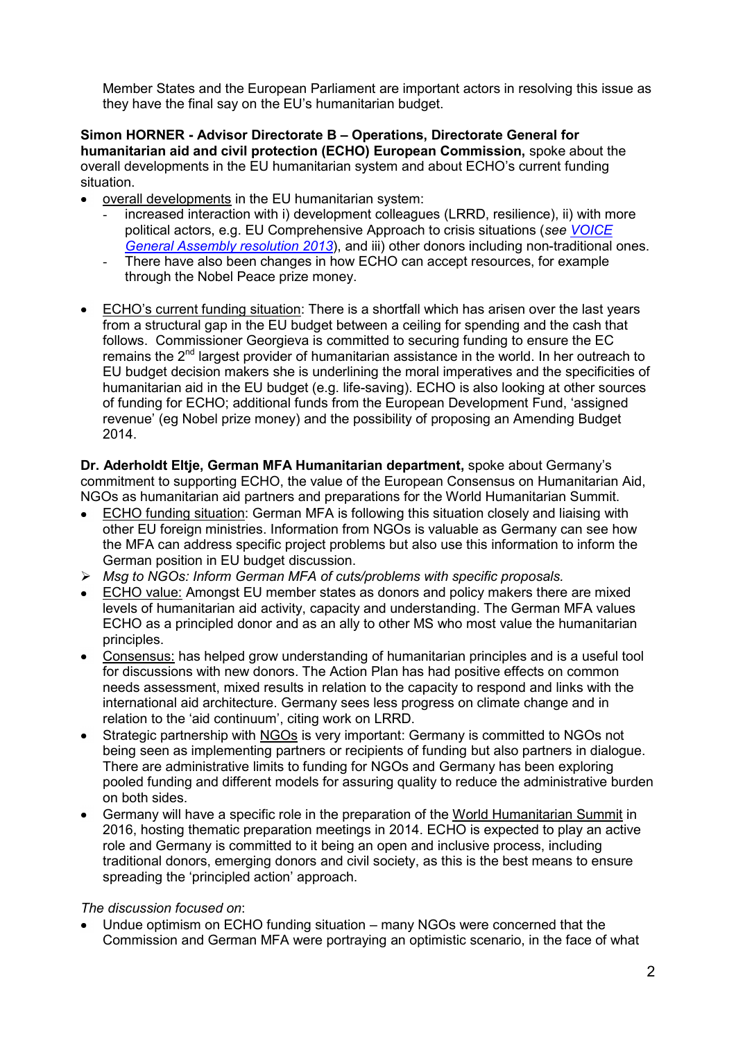Member States and the European Parliament are important actors in resolving this issue as they have the final say on the EU's humanitarian budget.

**Simon HORNER - Advisor Directorate B – Operations, Directorate General for humanitarian aid and civil protection (ECHO) European Commission,** spoke about the overall developments in the EU humanitarian system and about ECHO's current funding situation.

- overall developments in the EU humanitarian system:
  - increased interaction with i) development colleagues (LRRD, resilience), ii) with more political actors, e.g. EU Comprehensive Approach to crisis situations (*see VOICE General Assembly resolution 2013*), and iii) other donors including non-traditional ones.
  - There have also been changes in how ECHO can accept resources, for example through the Nobel Peace prize money.

- ECHO's current funding situation: There is a shortfall which has arisen over the last years from a structural gap in the EU budget between a ceiling for spending and the cash that follows. Commissioner Georgieva is committed to securing funding to ensure the EC remains the 2nd largest provider of humanitarian assistance in the world. In her outreach to EU budget decision makers she is underlining the moral imperatives and the specificities of humanitarian aid in the EU budget (e.g. life-saving). ECHO is also looking at other sources of funding for ECHO; additional funds from the European Development Fund, 'assigned revenue' (eg Nobel prize money) and the possibility of proposing an Amending Budget 2014.

**Dr. Aderholdt Eltje, German MFA Humanitarian department,** spoke about Germany's commitment to supporting ECHO, the value of the European Consensus on Humanitarian Aid, NGOs as humanitarian aid partners and preparations for the World Humanitarian Summit.

- ECHO funding situation: German MFA is following this situation closely and liaising with other EU foreign ministries. Information from NGOs is valuable as Germany can see how the MFA can address specific project problems but also use this information to inform the German position in EU budget discussion.
- *Msg to NGOs: Inform German MFA of cuts/problems with specific proposals.*
- ECHO value: Amongst EU member states as donors and policy makers there are mixed levels of humanitarian aid activity, capacity and understanding. The German MFA values ECHO as a principled donor and as an ally to other MS who most value the humanitarian principles.
- Consensus: has helped grow understanding of humanitarian principles and is a useful tool for discussions with new donors. The Action Plan has had positive effects on common needs assessment, mixed results in relation to the capacity to respond and links with the international aid architecture. Germany sees less progress on climate change and in relation to the 'aid continuum', citing work on LRRD.
- Strategic partnership with NGOs is very important: Germany is committed to NGOs not being seen as implementing partners or recipients of funding but also partners in dialogue. There are administrative limits to funding for NGOs and Germany has been exploring pooled funding and different models for assuring quality to reduce the administrative burden on both sides.
- Germany will have a specific role in the preparation of the World Humanitarian Summit in 2016, hosting thematic preparation meetings in 2014. ECHO is expected to play an active role and Germany is committed to it being an open and inclusive process, including traditional donors, emerging donors and civil society, as this is the best means to ensure spreading the 'principled action' approach.

*The discussion focused on*:

- Undue optimism on ECHO funding situation – many NGOs were concerned that the Commission and German MFA were portraying an optimistic scenario, in the face of what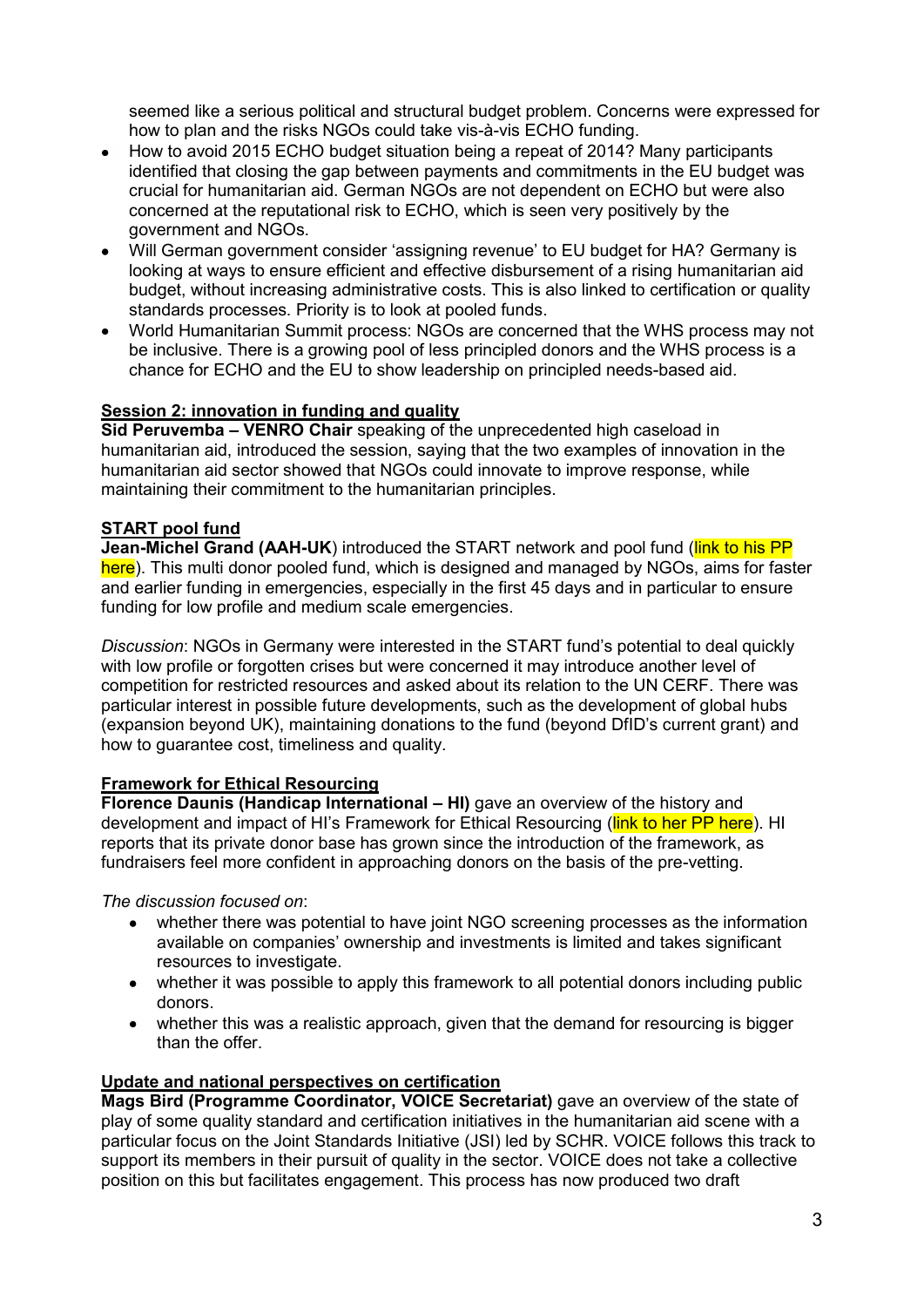seemed like a serious political and structural budget problem. Concerns were expressed for how to plan and the risks NGOs could take vis-à-vis ECHO funding.

- How to avoid 2015 ECHO budget situation being a repeat of 2014? Many participants identified that closing the gap between payments and commitments in the EU budget was crucial for humanitarian aid. German NGOs are not dependent on ECHO but were also concerned at the reputational risk to ECHO, which is seen very positively by the government and NGOs.
- Will German government consider 'assigning revenue' to EU budget for HA? Germany is looking at ways to ensure efficient and effective disbursement of a rising humanitarian aid budget, without increasing administrative costs. This is also linked to certification or quality standards processes. Priority is to look at pooled funds.
- World Humanitarian Summit process: NGOs are concerned that the WHS process may not be inclusive. There is a growing pool of less principled donors and the WHS process is a chance for ECHO and the EU to show leadership on principled needs-based aid.

## Session 2: innovation in funding and quality

**Sid Peruvemba – VENRO Chair** speaking of the unprecedented high caseload in humanitarian aid, introduced the session, saying that the two examples of innovation in the humanitarian aid sector showed that NGOs could innovate to improve response, while maintaining their commitment to the humanitarian principles.

### START pool fund

**Jean-Michel Grand (AAH-UK**) introduced the START network and pool fund (link to his PP here). This multi donor pooled fund, which is designed and managed by NGOs, aims for faster and earlier funding in emergencies, especially in the first 45 days and in particular to ensure funding for low profile and medium scale emergencies.

*Discussion*: NGOs in Germany were interested in the START fund's potential to deal quickly with low profile or forgotten crises but were concerned it may introduce another level of competition for restricted resources and asked about its relation to the UN CERF. There was particular interest in possible future developments, such as the development of global hubs (expansion beyond UK), maintaining donations to the fund (beyond DfID's current grant) and how to guarantee cost, timeliness and quality.

### Framework for Ethical Resourcing

**Florence Daunis (Handicap International – HI)** gave an overview of the history and development and impact of HI's Framework for Ethical Resourcing (link to her PP here). HI reports that its private donor base has grown since the introduction of the framework, as fundraisers feel more confident in approaching donors on the basis of the pre-vetting.

*The discussion focused on*:

- whether there was potential to have joint NGO screening processes as the information available on companies' ownership and investments is limited and takes significant resources to investigate.
- whether it was possible to apply this framework to all potential donors including public donors.
- whether this was a realistic approach, given that the demand for resourcing is bigger than the offer.

### Update and national perspectives on certification

**Mags Bird (Programme Coordinator, VOICE Secretariat)** gave an overview of the state of play of some quality standard and certification initiatives in the humanitarian aid scene with a particular focus on the Joint Standards Initiative (JSI) led by SCHR. VOICE follows this track to support its members in their pursuit of quality in the sector. VOICE does not take a collective position on this but facilitates engagement. This process has now produced two draft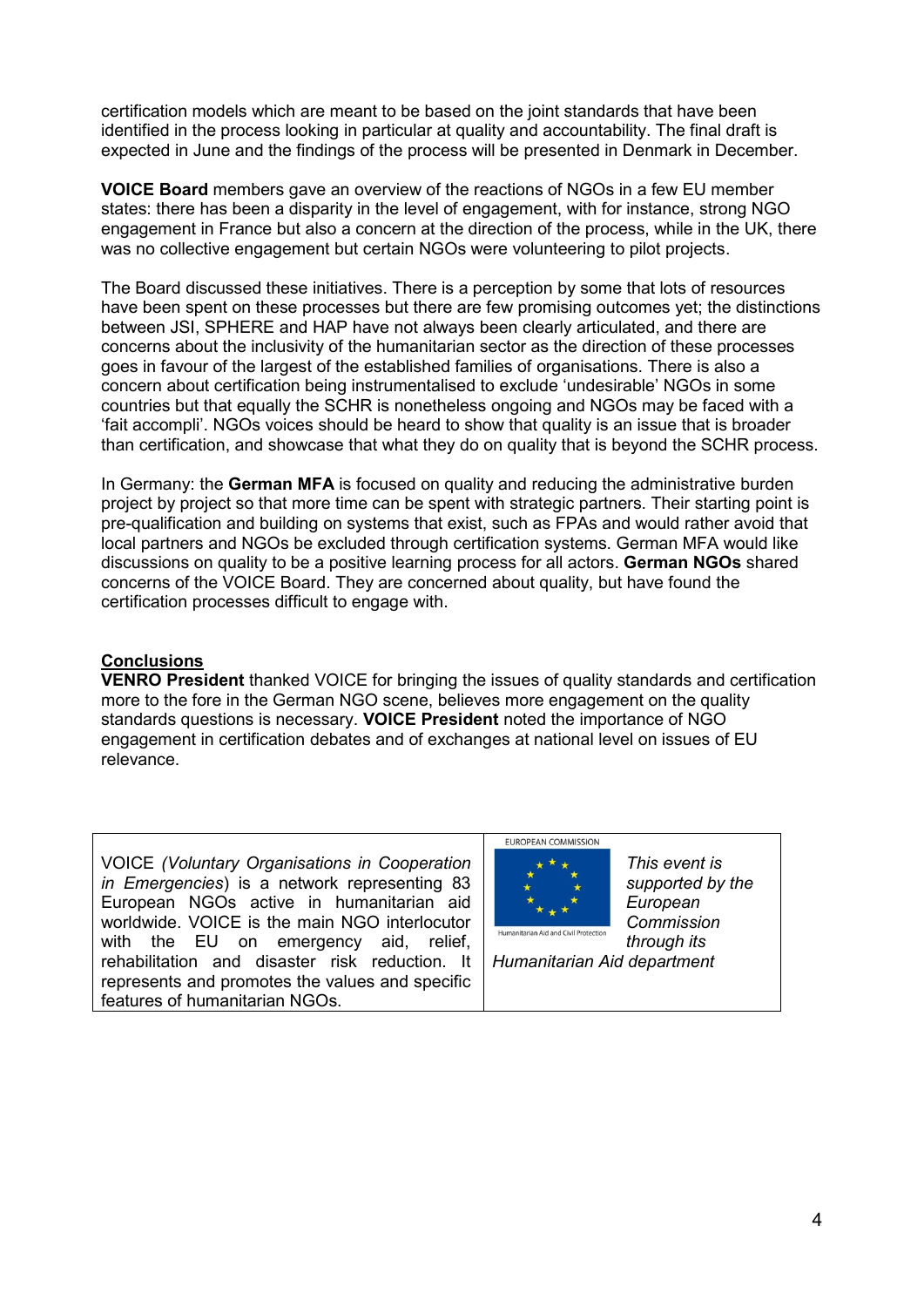certification models which are meant to be based on the joint standards that have been identified in the process looking in particular at quality and accountability. The final draft is expected in June and the findings of the process will be presented in Denmark in December.

**VOICE Board** members gave an overview of the reactions of NGOs in a few EU member states: there has been a disparity in the level of engagement, with for instance, strong NGO engagement in France but also a concern at the direction of the process, while in the UK, there was no collective engagement but certain NGOs were volunteering to pilot projects.

The Board discussed these initiatives. There is a perception by some that lots of resources have been spent on these processes but there are few promising outcomes yet; the distinctions between JSI, SPHERE and HAP have not always been clearly articulated, and there are concerns about the inclusivity of the humanitarian sector as the direction of these processes goes in favour of the largest of the established families of organisations. There is also a concern about certification being instrumentalised to exclude 'undesirable' NGOs in some countries but that equally the SCHR is nonetheless ongoing and NGOs may be faced with a 'fait accompli'. NGOs voices should be heard to show that quality is an issue that is broader than certification, and showcase that what they do on quality that is beyond the SCHR process.

In Germany: the **German MFA** is focused on quality and reducing the administrative burden project by project so that more time can be spent with strategic partners. Their starting point is pre-qualification and building on systems that exist, such as FPAs and would rather avoid that local partners and NGOs be excluded through certification systems. German MFA would like discussions on quality to be a positive learning process for all actors. **German NGOs** shared concerns of the VOICE Board. They are concerned about quality, but have found the certification processes difficult to engage with.

**Conclusions**

**VENRO President** thanked VOICE for bringing the issues of quality standards and certification more to the fore in the German NGO scene, believes more engagement on the quality standards questions is necessary. **VOICE President** noted the importance of NGO engagement in certification debates and of exchanges at national level on issues of EU relevance.

| | |
|---|---|
| VOICE *(Voluntary Organisations in Cooperation in Emergencies*) is a network representing 83 European NGOs active in humanitarian aid worldwide. VOICE is the main NGO interlocutor with the EU on emergency aid, relief, rehabilitation and disaster risk reduction. It represents and promotes the values and specific features of humanitarian NGOs. | EUROPEAN COMMISSION<br>Humanitarian Aid and Civil Protection<br>*This event is supported by the European Commission through its Humanitarian Aid department* |